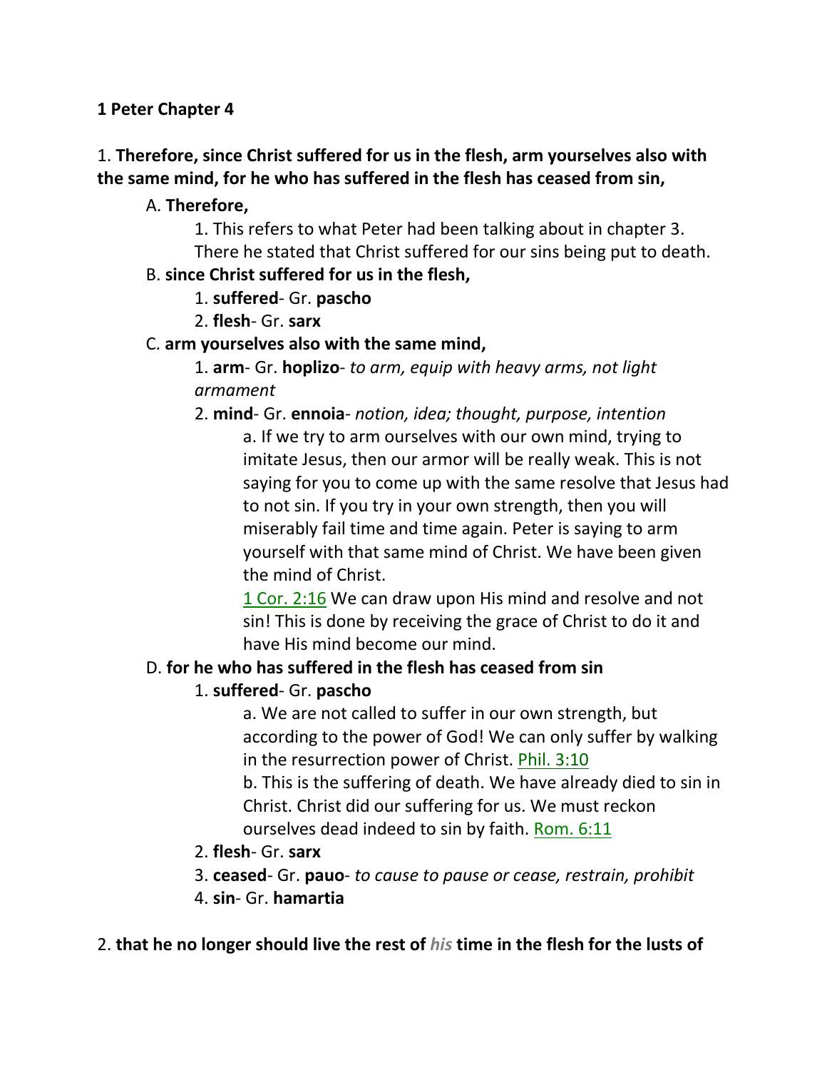**1 Peter Chapter 4**

1. **Therefore, since Christ suffered for us in the flesh, arm yourselves also with the same mind, for he who has suffered in the flesh has ceased from sin,**

A. **Therefore,**

1. This refers to what Peter had been talking about in chapter 3. There he stated that Christ suffered for our sins being put to death.

B. **since Christ suffered for us in the flesh,**

1. **suffered**- Gr. **pascho**
2. **flesh**- Gr. **sarx**

C. **arm yourselves also with the same mind,**

1. **arm**- Gr. **hoplizo**- *to arm, equip with heavy arms, not light armament*
2. **mind**- Gr. **ennoia**- *notion, idea; thought, purpose, intention*

a. If we try to arm ourselves with our own mind, trying to imitate Jesus, then our armor will be really weak. This is not saying for you to come up with the same resolve that Jesus had to not sin. If you try in your own strength, then you will miserably fail time and time again. Peter is saying to arm yourself with that same mind of Christ. We have been given the mind of Christ.

1 Cor. 2:16 We can draw upon His mind and resolve and not sin! This is done by receiving the grace of Christ to do it and have His mind become our mind.

D. **for he who has suffered in the flesh has ceased from sin**

1. **suffered**- Gr. **pascho**

a. We are not called to suffer in our own strength, but according to the power of God! We can only suffer by walking in the resurrection power of Christ. Phil. 3:10

b. This is the suffering of death. We have already died to sin in Christ. Christ did our suffering for us. We must reckon ourselves dead indeed to sin by faith. Rom. 6:11

2. **flesh**- Gr. **sarx**
3. **ceased**- Gr. **pauo**- *to cause to pause or cease, restrain, prohibit*
4. **sin**- Gr. **hamartia**

2. **that he no longer should live the rest of *his* time in the flesh for the lusts of**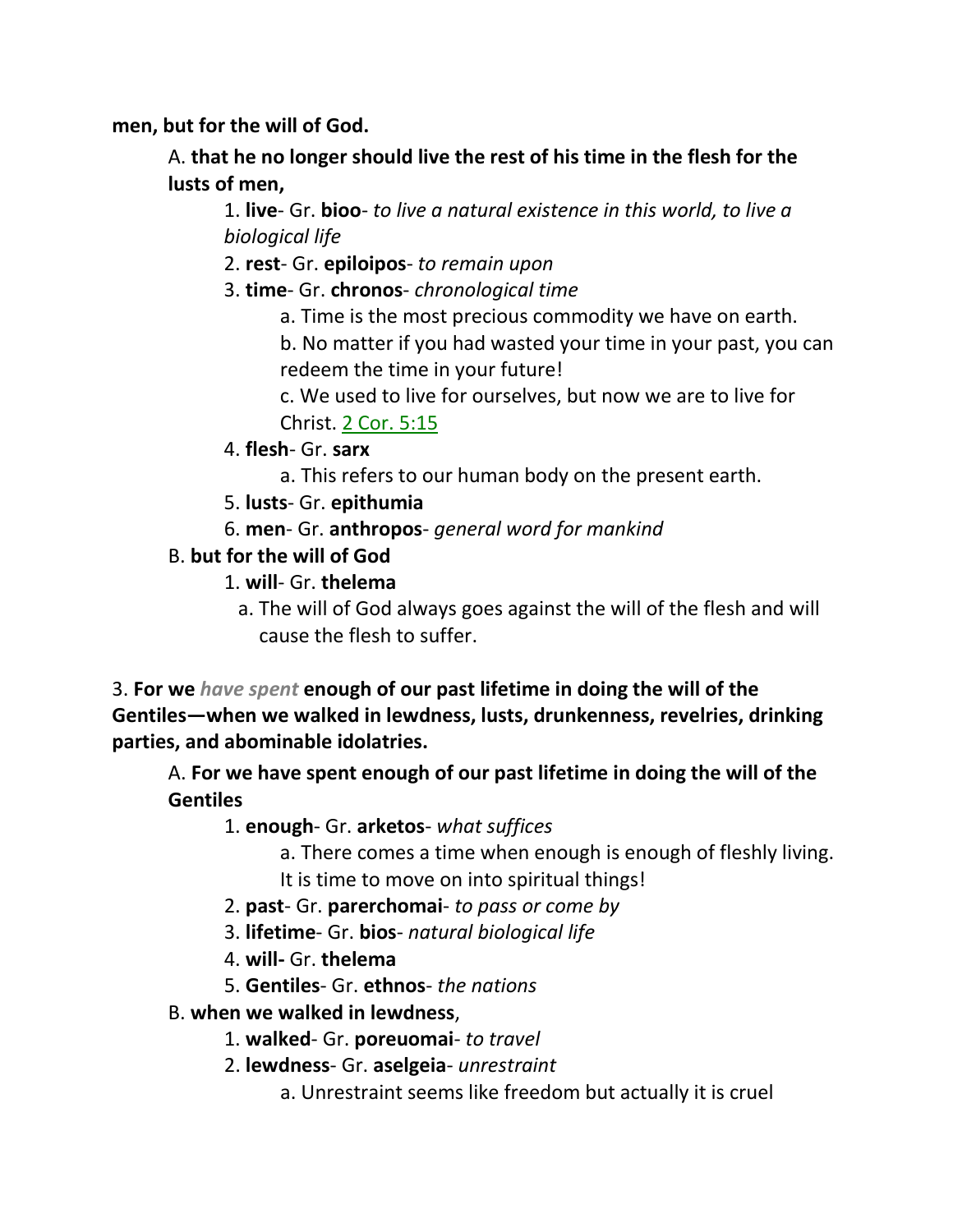**men, but for the will of God.**

A. **that he no longer should live the rest of his time in the flesh for the lusts of men,**

1. **live**- Gr. **bioo**- *to live a natural existence in this world, to live a biological life*
2. **rest**- Gr. **epiloipos**- *to remain upon*
3. **time**- Gr. **chronos**- *chronological time*
   a. Time is the most precious commodity we have on earth.
   b. No matter if you had wasted your time in your past, you can redeem the time in your future!
   c. We used to live for ourselves, but now we are to live for Christ. 2 Cor. 5:15
4. **flesh**- Gr. **sarx**
   a. This refers to our human body on the present earth.
5. **lusts**- Gr. **epithumia**
6. **men**- Gr. **anthropos**- *general word for mankind*

B. **but for the will of God**

1. **will**- Gr. **thelema**
   a. The will of God always goes against the will of the flesh and will cause the flesh to suffer.

3. **For we *have spent* enough of our past lifetime in doing the will of the Gentiles—when we walked in lewdness, lusts, drunkenness, revelries, drinking parties, and abominable idolatries.**

A. **For we have spent enough of our past lifetime in doing the will of the Gentiles**

1. **enough**- Gr. **arketos**- *what suffices*
   a. There comes a time when enough is enough of fleshly living. It is time to move on into spiritual things!
2. **past**- Gr. **parerchomai**- *to pass or come by*
3. **lifetime**- Gr. **bios**- *natural biological life*
4. **will-** Gr. **thelema**
5. **Gentiles**- Gr. **ethnos**- *the nations*

B. **when we walked in lewdness**,

1. **walked**- Gr. **poreuomai**- *to travel*
2. **lewdness**- Gr. **aselgeia**- *unrestraint*
   a. Unrestraint seems like freedom but actually it is cruel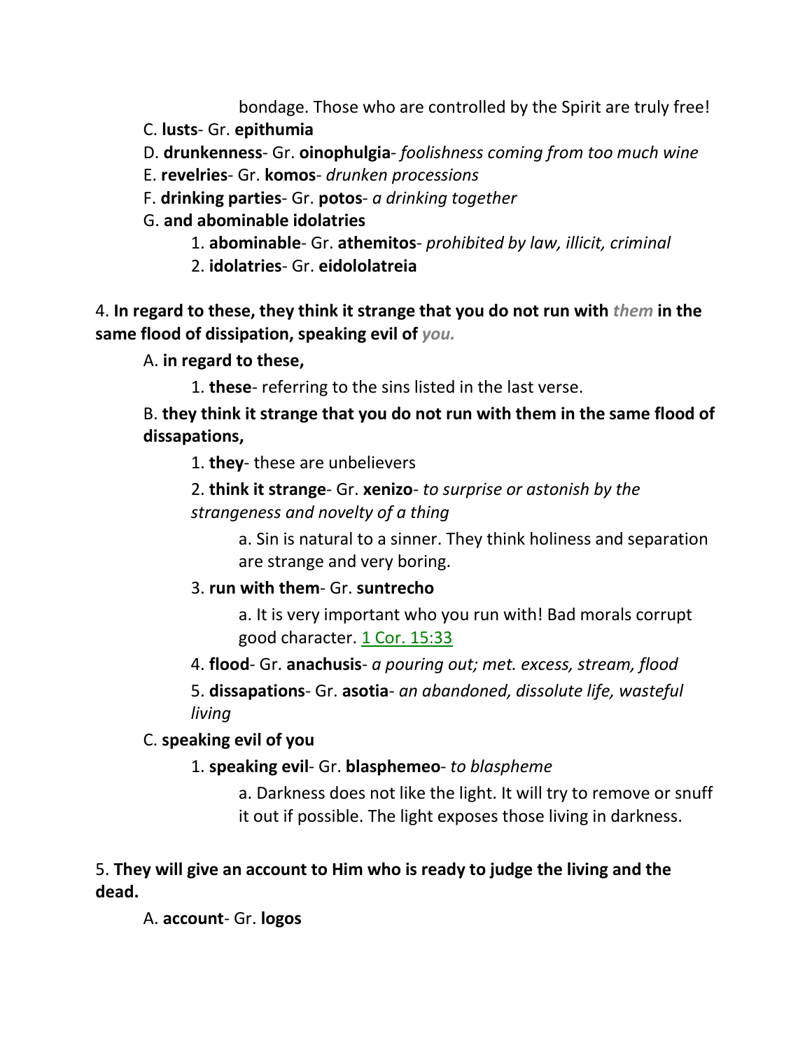bondage. Those who are controlled by the Spirit are truly free!

C. **lusts**- Gr. **epithumia**

D. **drunkenness**- Gr. **oinophulgia**- *foolishness coming from too much wine*

E. **revelries**- Gr. **komos**- *drunken processions*

F. **drinking parties**- Gr. **potos**- *a drinking together*

G. **and abominable idolatries**

1. **abominable**- Gr. **athemitos**- *prohibited by law, illicit, criminal*
2. **idolatries**- Gr. **eidololatreia**

4. **In regard to these, they think it strange that you do not run with *them* in the same flood of dissipation, speaking evil of *you.***

A. **in regard to these,**

1. **these**- referring to the sins listed in the last verse.

B. **they think it strange that you do not run with them in the same flood of dissapations,**

1. **they**- these are unbelievers
2. **think it strange**- Gr. **xenizo**- *to surprise or astonish by the strangeness and novelty of a thing*

    a. Sin is natural to a sinner. They think holiness and separation are strange and very boring.

3. **run with them**- Gr. **suntrecho**

    a. It is very important who you run with! Bad morals corrupt good character. 1 Cor. 15:33

4. **flood**- Gr. **anachusis**- *a pouring out; met. excess, stream, flood*
5. **dissapations**- Gr. **asotia**- *an abandoned, dissolute life, wasteful living*

C. **speaking evil of you**

1. **speaking evil**- Gr. **blasphemeo**- *to blaspheme*

    a. Darkness does not like the light. It will try to remove or snuff it out if possible. The light exposes those living in darkness.

5. **They will give an account to Him who is ready to judge the living and the dead.**

A. **account**- Gr. **logos**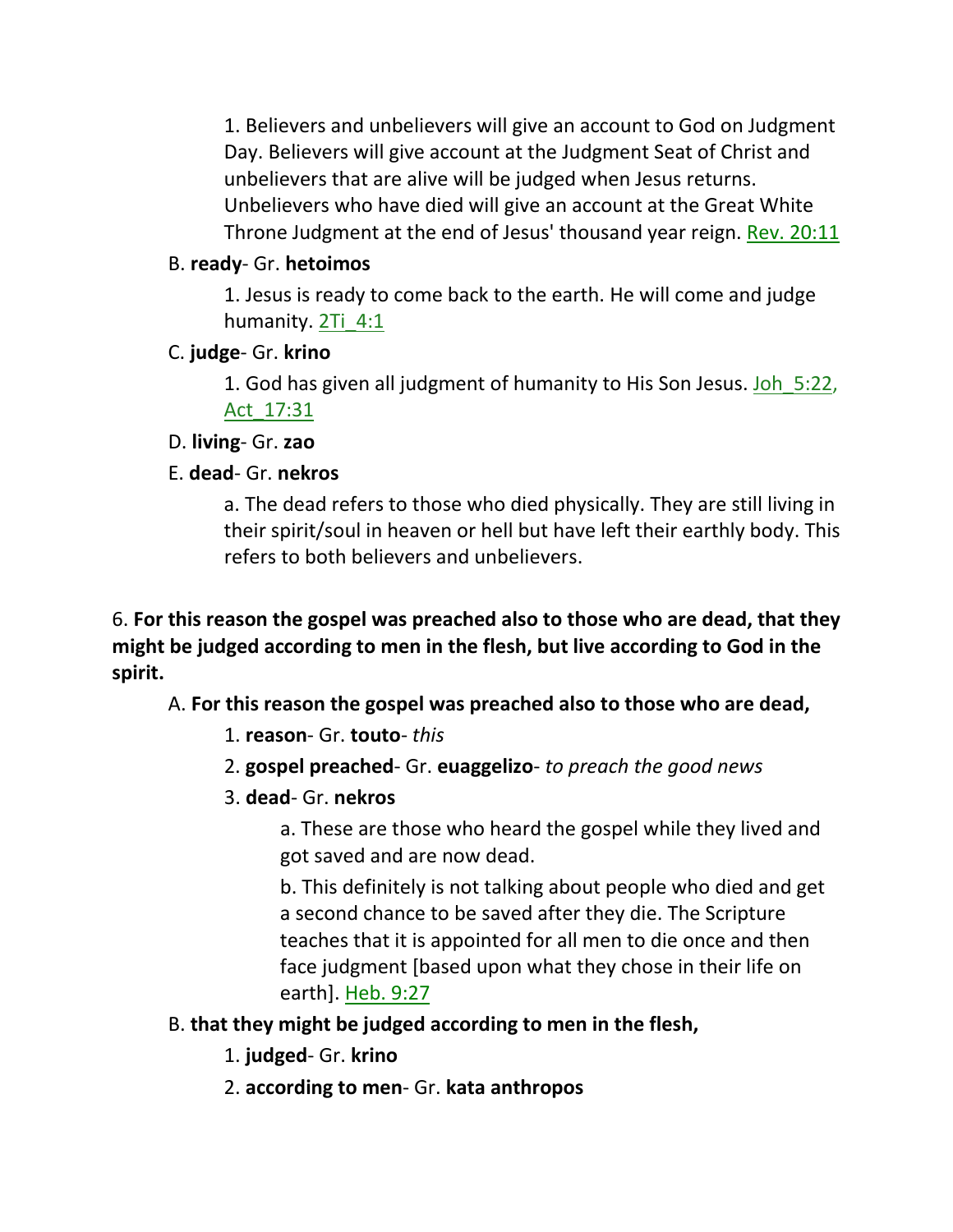1. Believers and unbelievers will give an account to God on Judgment Day. Believers will give account at the Judgment Seat of Christ and unbelievers that are alive will be judged when Jesus returns. Unbelievers who have died will give an account at the Great White Throne Judgment at the end of Jesus' thousand year reign. Rev. 20:11

B. **ready**- Gr. **hetoimos**

1. Jesus is ready to come back to the earth. He will come and judge humanity. 2Ti_4:1

C. **judge**- Gr. **krino**

1. God has given all judgment of humanity to His Son Jesus. Joh_5:22, Act_17:31

D. **living**- Gr. **zao**

E. **dead**- Gr. **nekros**

a. The dead refers to those who died physically. They are still living in their spirit/soul in heaven or hell but have left their earthly body. This refers to both believers and unbelievers.

6. **For this reason the gospel was preached also to those who are dead, that they might be judged according to men in the flesh, but live according to God in the spirit.**

A. **For this reason the gospel was preached also to those who are dead,**

1. **reason**- Gr. **touto**- *this*

2. **gospel preached**- Gr. **euaggelizo**- *to preach the good news*

3. **dead**- Gr. **nekros**

a. These are those who heard the gospel while they lived and got saved and are now dead.

b. This definitely is not talking about people who died and get a second chance to be saved after they die. The Scripture teaches that it is appointed for all men to die once and then face judgment [based upon what they chose in their life on earth]. Heb. 9:27

B. **that they might be judged according to men in the flesh,**

1. **judged**- Gr. **krino**

2. **according to men**- Gr. **kata anthropos**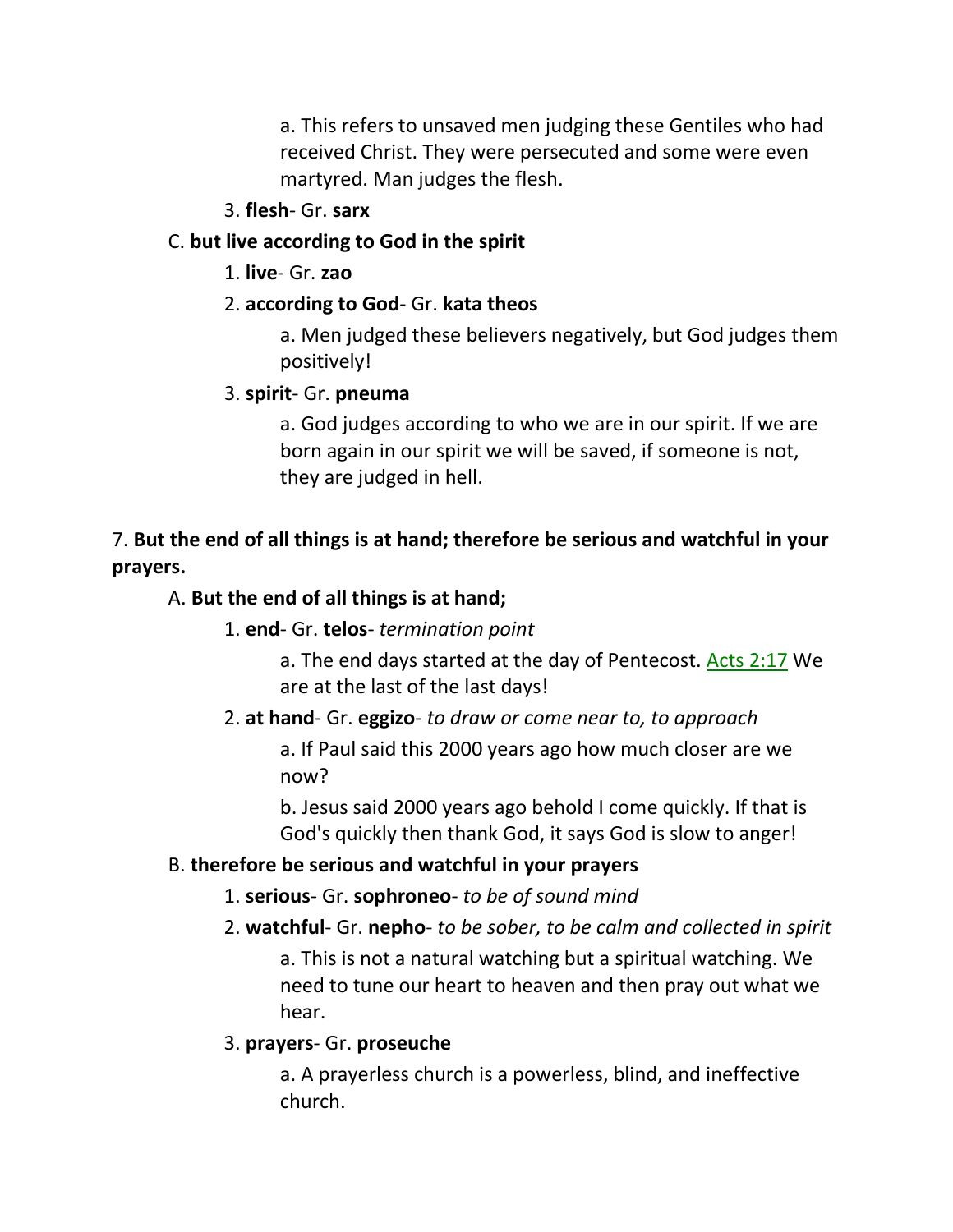a. This refers to unsaved men judging these Gentiles who had received Christ. They were persecuted and some were even martyred. Man judges the flesh.

3. **flesh**- Gr. **sarx**

C. **but live according to God in the spirit**

1. **live**- Gr. **zao**

2. **according to God**- Gr. **kata theos**

a. Men judged these believers negatively, but God judges them positively!

3. **spirit**- Gr. **pneuma**

a. God judges according to who we are in our spirit. If we are born again in our spirit we will be saved, if someone is not, they are judged in hell.

7. **But the end of all things is at hand; therefore be serious and watchful in your prayers.**

A. **But the end of all things is at hand;**

1. **end**- Gr. **telos**- *termination point*

a. The end days started at the day of Pentecost. Acts 2:17 We are at the last of the last days!

2. **at hand**- Gr. **eggizo**- *to draw or come near to, to approach*

a. If Paul said this 2000 years ago how much closer are we now?

b. Jesus said 2000 years ago behold I come quickly. If that is God's quickly then thank God, it says God is slow to anger!

B. **therefore be serious and watchful in your prayers**

1. **serious**- Gr. **sophroneo**- *to be of sound mind*

2. **watchful**- Gr. **nepho**- *to be sober, to be calm and collected in spirit*

a. This is not a natural watching but a spiritual watching. We need to tune our heart to heaven and then pray out what we hear.

3. **prayers**- Gr. **proseuche**

a. A prayerless church is a powerless, blind, and ineffective church.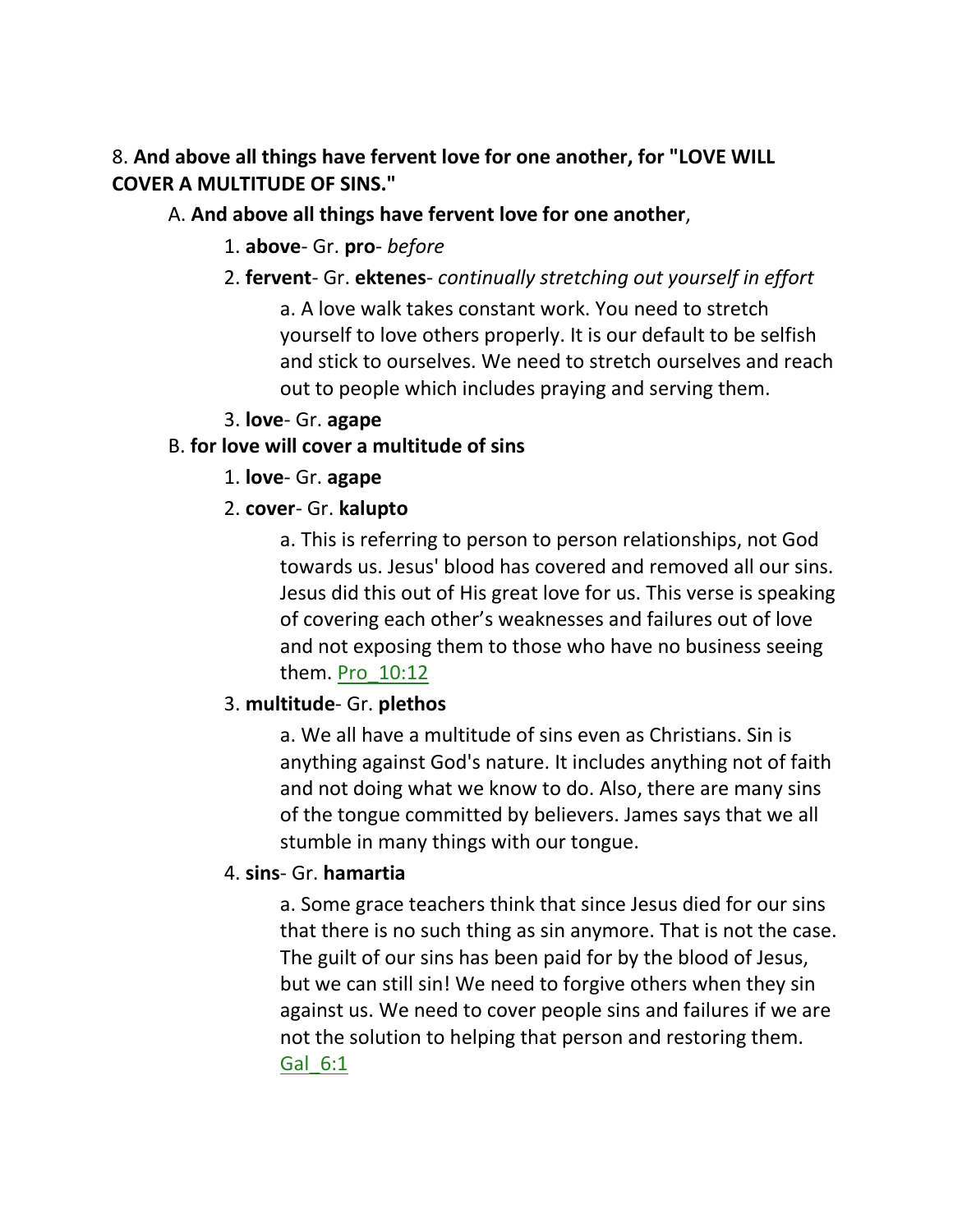8. **And above all things have fervent love for one another, for "LOVE WILL COVER A MULTITUDE OF SINS."**

A. **And above all things have fervent love for one another**,

1. **above**- Gr. **pro**- *before*

2. **fervent**- Gr. **ektenes**- *continually stretching out yourself in effort*

a. A love walk takes constant work. You need to stretch yourself to love others properly. It is our default to be selfish and stick to ourselves. We need to stretch ourselves and reach out to people which includes praying and serving them.

3. **love**- Gr. **agape**

B. **for love will cover a multitude of sins**

1. **love**- Gr. **agape**

2. **cover**- Gr. **kalupto**

a. This is referring to person to person relationships, not God towards us. Jesus' blood has covered and removed all our sins. Jesus did this out of His great love for us. This verse is speaking of covering each other's weaknesses and failures out of love and not exposing them to those who have no business seeing them. Pro_10:12

3. **multitude**- Gr. **plethos**

a. We all have a multitude of sins even as Christians. Sin is anything against God's nature. It includes anything not of faith and not doing what we know to do. Also, there are many sins of the tongue committed by believers. James says that we all stumble in many things with our tongue.

4. **sins**- Gr. **hamartia**

a. Some grace teachers think that since Jesus died for our sins that there is no such thing as sin anymore. That is not the case. The guilt of our sins has been paid for by the blood of Jesus, but we can still sin! We need to forgive others when they sin against us. We need to cover people sins and failures if we are not the solution to helping that person and restoring them. Gal_6:1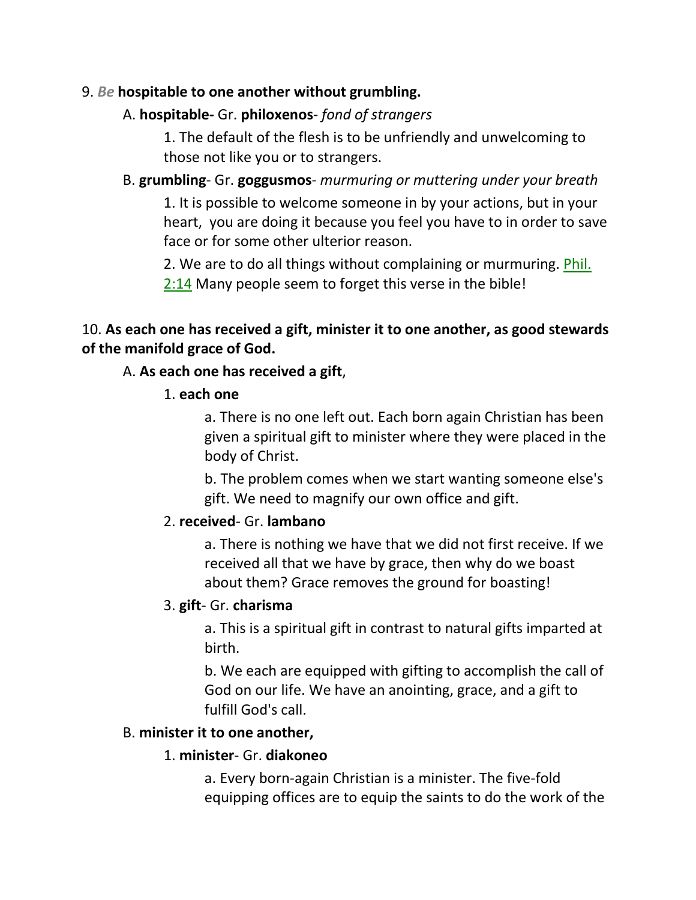9. ***Be*** **hospitable to one another without grumbling.**

A. **hospitable-** Gr. **philoxenos**- *fond of strangers*

1. The default of the flesh is to be unfriendly and unwelcoming to those not like you or to strangers.

B. **grumbling**- Gr. **goggusmos**- *murmuring or muttering under your breath*

1. It is possible to welcome someone in by your actions, but in your heart, you are doing it because you feel you have to in order to save face or for some other ulterior reason.

2. We are to do all things without complaining or murmuring. Phil. 2:14 Many people seem to forget this verse in the bible!

10. **As each one has received a gift, minister it to one another, as good stewards of the manifold grace of God.**

A. **As each one has received a gift**,

1. **each one**

a. There is no one left out. Each born again Christian has been given a spiritual gift to minister where they were placed in the body of Christ.

b. The problem comes when we start wanting someone else's gift. We need to magnify our own office and gift.

2. **received**- Gr. **lambano**

a. There is nothing we have that we did not first receive. If we received all that we have by grace, then why do we boast about them? Grace removes the ground for boasting!

3. **gift**- Gr. **charisma**

a. This is a spiritual gift in contrast to natural gifts imparted at birth.

b. We each are equipped with gifting to accomplish the call of God on our life. We have an anointing, grace, and a gift to fulfill God's call.

B. **minister it to one another,**

1. **minister**- Gr. **diakoneo**

a. Every born-again Christian is a minister. The five-fold equipping offices are to equip the saints to do the work of the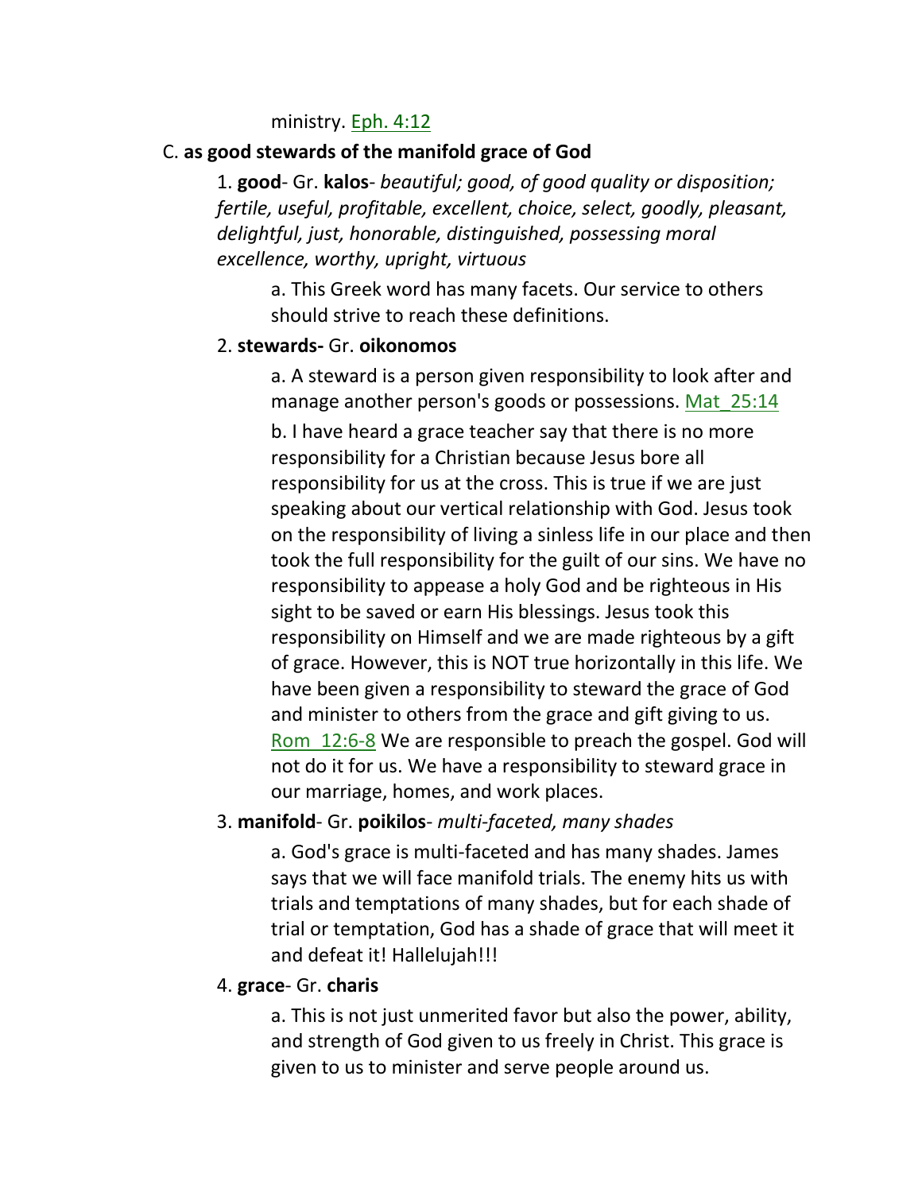ministry. Eph. 4:12

C. **as good stewards of the manifold grace of God**

1. **good**- Gr. **kalos**- *beautiful; good, of good quality or disposition; fertile, useful, profitable, excellent, choice, select, goodly, pleasant, delightful, just, honorable, distinguished, possessing moral excellence, worthy, upright, virtuous*

   a. This Greek word has many facets. Our service to others should strive to reach these definitions.

2. **stewards-** Gr. **oikonomos**

   a. A steward is a person given responsibility to look after and manage another person's goods or possessions. Mat_25:14

   b. I have heard a grace teacher say that there is no more responsibility for a Christian because Jesus bore all responsibility for us at the cross. This is true if we are just speaking about our vertical relationship with God. Jesus took on the responsibility of living a sinless life in our place and then took the full responsibility for the guilt of our sins. We have no responsibility to appease a holy God and be righteous in His sight to be saved or earn His blessings. Jesus took this responsibility on Himself and we are made righteous by a gift of grace. However, this is NOT true horizontally in this life. We have been given a responsibility to steward the grace of God and minister to others from the grace and gift giving to us. Rom_12:6-8 We are responsible to preach the gospel. God will not do it for us. We have a responsibility to steward grace in our marriage, homes, and work places.

3. **manifold**- Gr. **poikilos**- *multi-faceted, many shades*

   a. God's grace is multi-faceted and has many shades. James says that we will face manifold trials. The enemy hits us with trials and temptations of many shades, but for each shade of trial or temptation, God has a shade of grace that will meet it and defeat it! Hallelujah!!!

4. **grace**- Gr. **charis**

   a. This is not just unmerited favor but also the power, ability, and strength of God given to us freely in Christ. This grace is given to us to minister and serve people around us.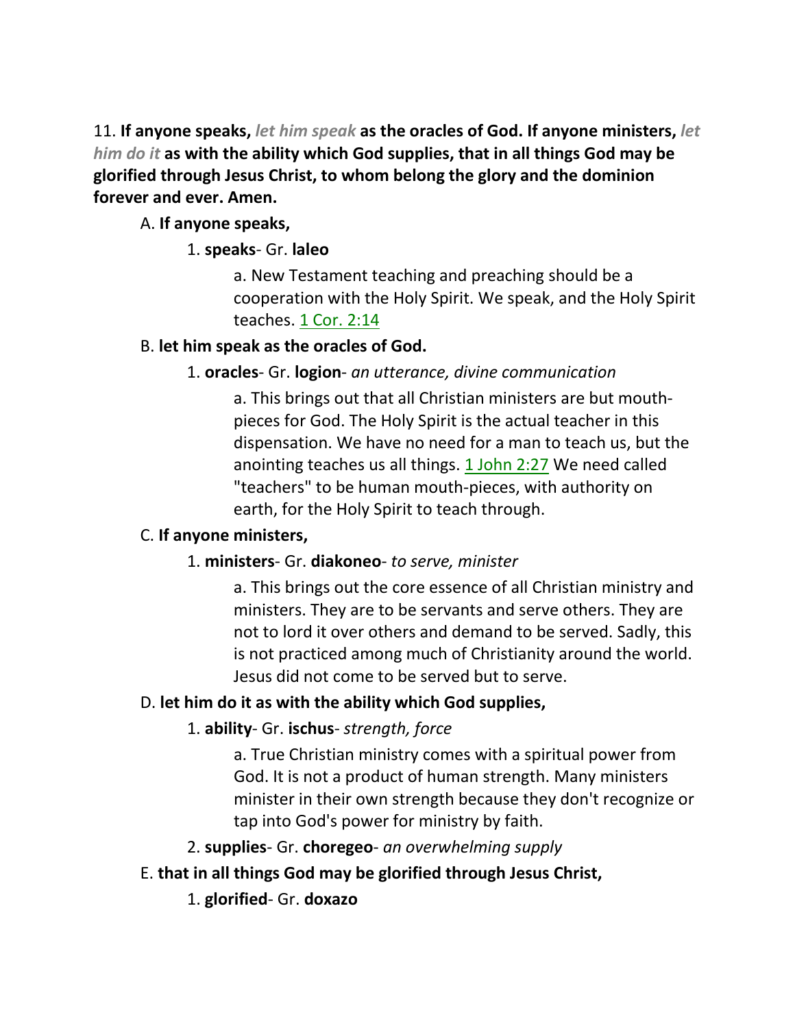11. **If anyone speaks,** ***let him speak*** **as the oracles of God. If anyone ministers,** ***let him do it*** **as with the ability which God supplies, that in all things God may be glorified through Jesus Christ, to whom belong the glory and the dominion forever and ever. Amen.**

A. **If anyone speaks,**

1. **speaks**- Gr. **laleo**

a. New Testament teaching and preaching should be a cooperation with the Holy Spirit. We speak, and the Holy Spirit teaches. 1 Cor. 2:14

B. **let him speak as the oracles of God.**

1. **oracles**- Gr. **logion**- *an utterance, divine communication*

a. This brings out that all Christian ministers are but mouth-pieces for God. The Holy Spirit is the actual teacher in this dispensation. We have no need for a man to teach us, but the anointing teaches us all things. 1 John 2:27 We need called "teachers" to be human mouth-pieces, with authority on earth, for the Holy Spirit to teach through.

C. **If anyone ministers,**

1. **ministers**- Gr. **diakoneo**- *to serve, minister*

a. This brings out the core essence of all Christian ministry and ministers. They are to be servants and serve others. They are not to lord it over others and demand to be served. Sadly, this is not practiced among much of Christianity around the world. Jesus did not come to be served but to serve.

D. **let him do it as with the ability which God supplies,**

1. **ability**- Gr. **ischus**- *strength, force*

a. True Christian ministry comes with a spiritual power from God. It is not a product of human strength. Many ministers minister in their own strength because they don't recognize or tap into God's power for ministry by faith.

2. **supplies**- Gr. **choregeo**- *an overwhelming supply*

E. **that in all things God may be glorified through Jesus Christ,**

1. **glorified**- Gr. **doxazo**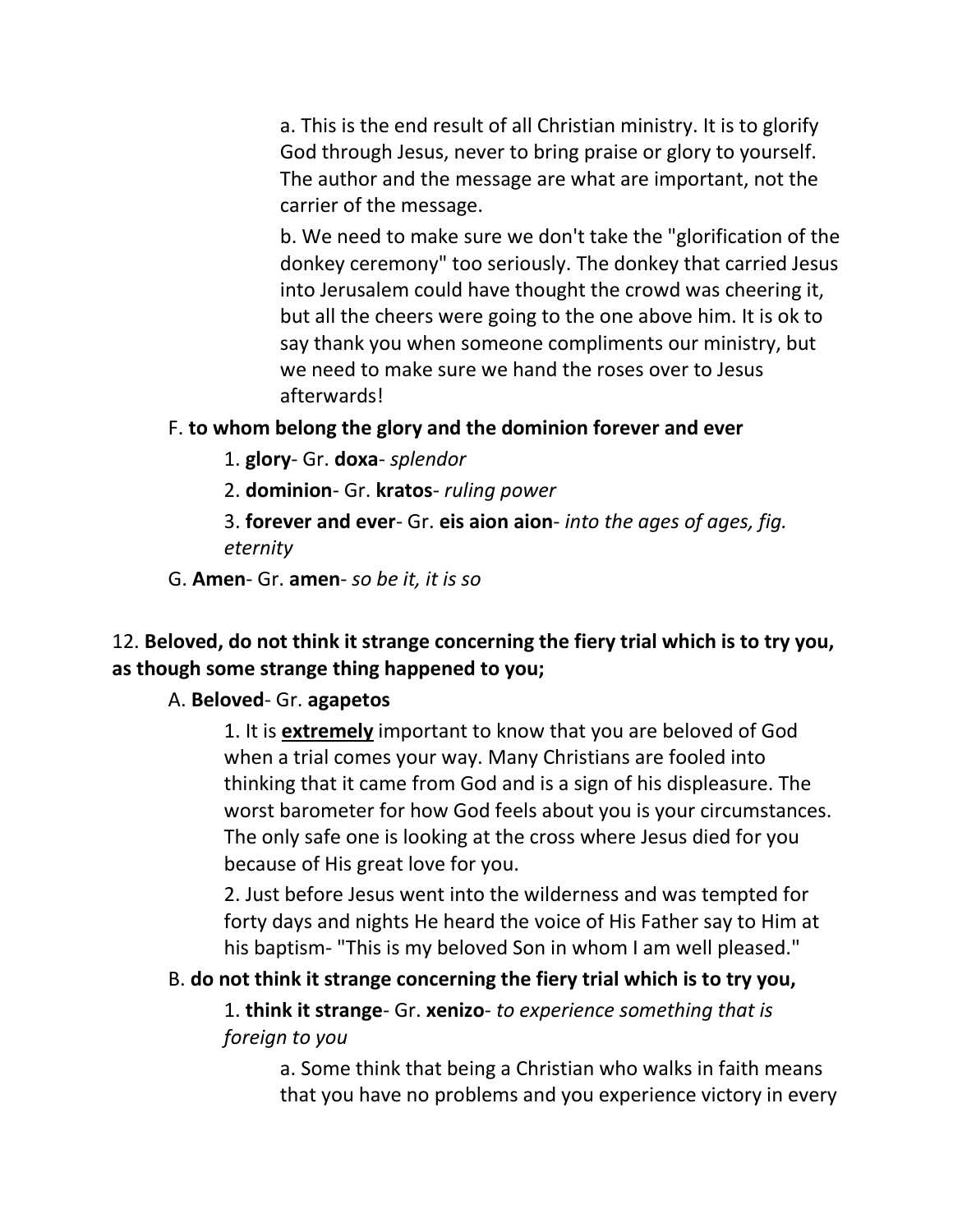a. This is the end result of all Christian ministry. It is to glorify God through Jesus, never to bring praise or glory to yourself. The author and the message are what are important, not the carrier of the message.

b. We need to make sure we don't take the "glorification of the donkey ceremony" too seriously. The donkey that carried Jesus into Jerusalem could have thought the crowd was cheering it, but all the cheers were going to the one above him. It is ok to say thank you when someone compliments our ministry, but we need to make sure we hand the roses over to Jesus afterwards!

F. **to whom belong the glory and the dominion forever and ever**

1. **glory**- Gr. **doxa**- *splendor*

2. **dominion**- Gr. **kratos**- *ruling power*

3. **forever and ever**- Gr. **eis aion aion**- *into the ages of ages, fig. eternity*

G. **Amen**- Gr. **amen**- *so be it, it is so*

12. **Beloved, do not think it strange concerning the fiery trial which is to try you, as though some strange thing happened to you;**

A. **Beloved**- Gr. **agapetos**

1. It is **extremely** important to know that you are beloved of God when a trial comes your way. Many Christians are fooled into thinking that it came from God and is a sign of his displeasure. The worst barometer for how God feels about you is your circumstances. The only safe one is looking at the cross where Jesus died for you because of His great love for you.

2. Just before Jesus went into the wilderness and was tempted for forty days and nights He heard the voice of His Father say to Him at his baptism- "This is my beloved Son in whom I am well pleased."

B. **do not think it strange concerning the fiery trial which is to try you,**

1. **think it strange**- Gr. **xenizo**- *to experience something that is foreign to you*

a. Some think that being a Christian who walks in faith means that you have no problems and you experience victory in every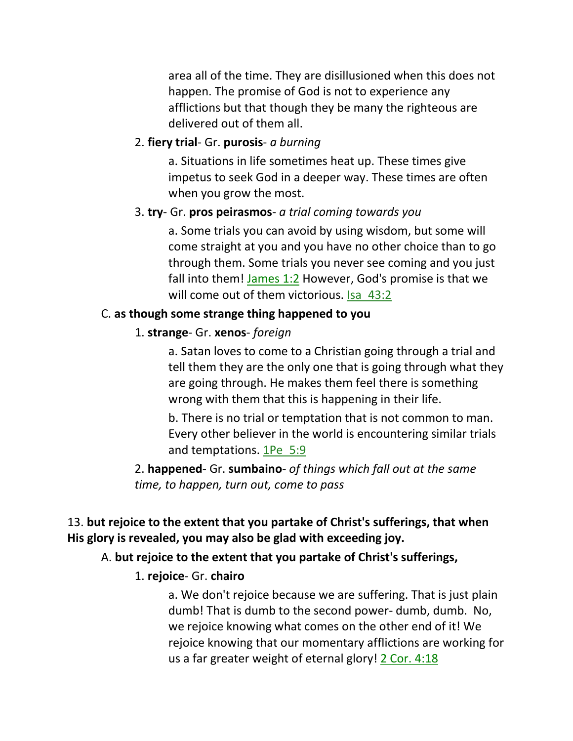area all of the time. They are disillusioned when this does not happen. The promise of God is not to experience any afflictions but that though they be many the righteous are delivered out of them all.

2. **fiery trial**- Gr. **purosis**- *a burning*

a. Situations in life sometimes heat up. These times give impetus to seek God in a deeper way. These times are often when you grow the most.

3. **try**- Gr. **pros peirasmos**- *a trial coming towards you*

a. Some trials you can avoid by using wisdom, but some will come straight at you and you have no other choice than to go through them. Some trials you never see coming and you just fall into them! James 1:2 However, God's promise is that we will come out of them victorious. Isa 43:2

C. **as though some strange thing happened to you**

1. **strange**- Gr. **xenos**- *foreign*

a. Satan loves to come to a Christian going through a trial and tell them they are the only one that is going through what they are going through. He makes them feel there is something wrong with them that this is happening in their life.

b. There is no trial or temptation that is not common to man. Every other believer in the world is encountering similar trials and temptations. 1Pe 5:9

2. **happened**- Gr. **sumbaino**- *of things which fall out at the same time, to happen, turn out, come to pass*

13. **but rejoice to the extent that you partake of Christ's sufferings, that when His glory is revealed, you may also be glad with exceeding joy.**

A. **but rejoice to the extent that you partake of Christ's sufferings,**

1. **rejoice**- Gr. **chairo**

a. We don't rejoice because we are suffering. That is just plain dumb! That is dumb to the second power- dumb, dumb. No, we rejoice knowing what comes on the other end of it! We rejoice knowing that our momentary afflictions are working for us a far greater weight of eternal glory! 2 Cor. 4:18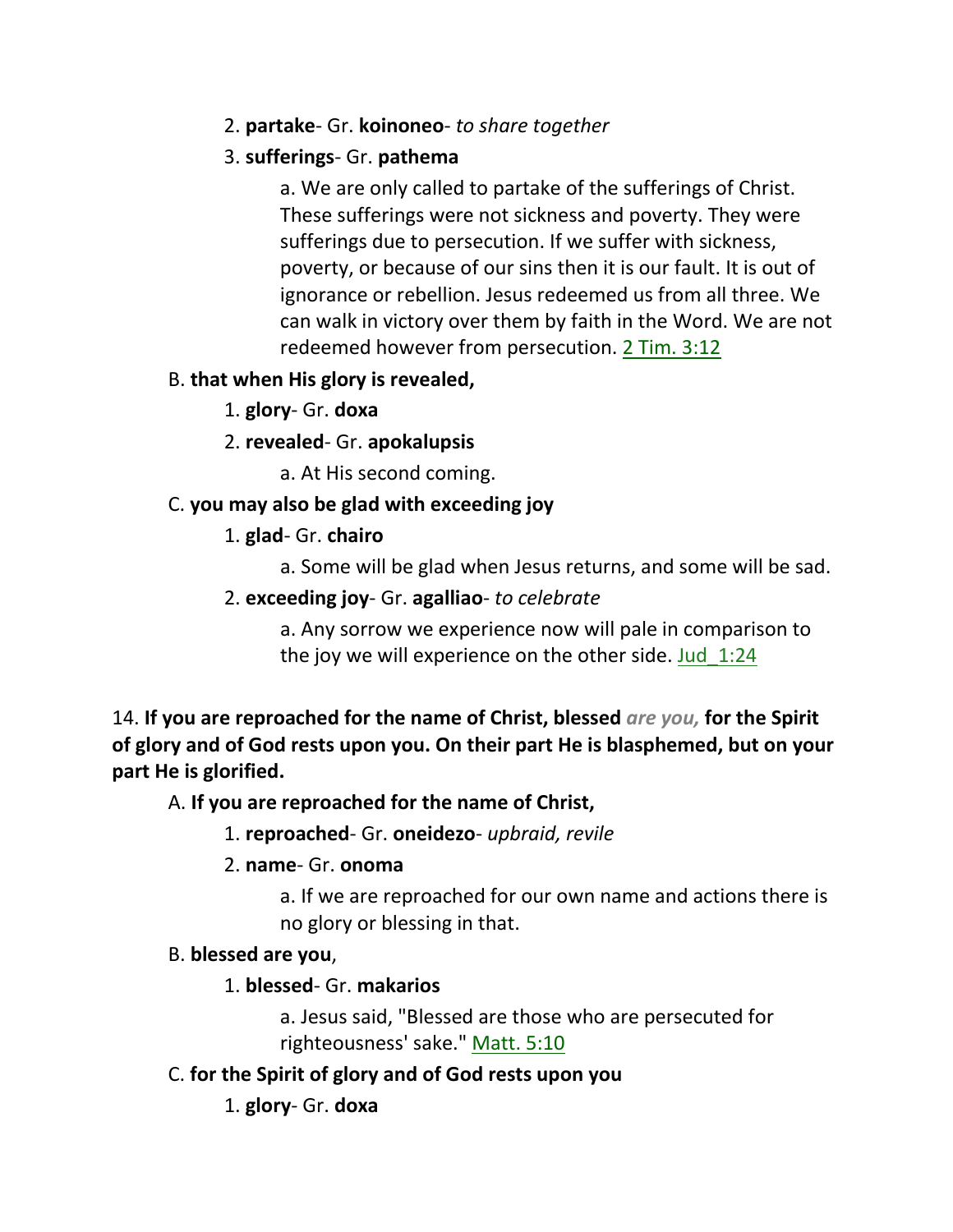2. **partake**- Gr. **koinoneo**- *to share together*

3. **sufferings**- Gr. **pathema**

a. We are only called to partake of the sufferings of Christ. These sufferings were not sickness and poverty. They were sufferings due to persecution. If we suffer with sickness, poverty, or because of our sins then it is our fault. It is out of ignorance or rebellion. Jesus redeemed us from all three. We can walk in victory over them by faith in the Word. We are not redeemed however from persecution. 2 Tim. 3:12

B. **that when His glory is revealed,**

1. **glory**- Gr. **doxa**

2. **revealed**- Gr. **apokalupsis**

a. At His second coming.

C. **you may also be glad with exceeding joy**

1. **glad**- Gr. **chairo**

a. Some will be glad when Jesus returns, and some will be sad.

2. **exceeding joy**- Gr. **agalliao**- *to celebrate*

a. Any sorrow we experience now will pale in comparison to the joy we will experience on the other side. Jud_1:24

14. **If you are reproached for the name of Christ, blessed** *are you,* **for the Spirit of glory and of God rests upon you. On their part He is blasphemed, but on your part He is glorified.**

A. **If you are reproached for the name of Christ,**

1. **reproached**- Gr. **oneidezo**- *upbraid, revile*

2. **name**- Gr. **onoma**

a. If we are reproached for our own name and actions there is no glory or blessing in that.

B. **blessed are you**,

1. **blessed**- Gr. **makarios**

a. Jesus said, "Blessed are those who are persecuted for righteousness' sake." Matt. 5:10

C. **for the Spirit of glory and of God rests upon you**

1. **glory**- Gr. **doxa**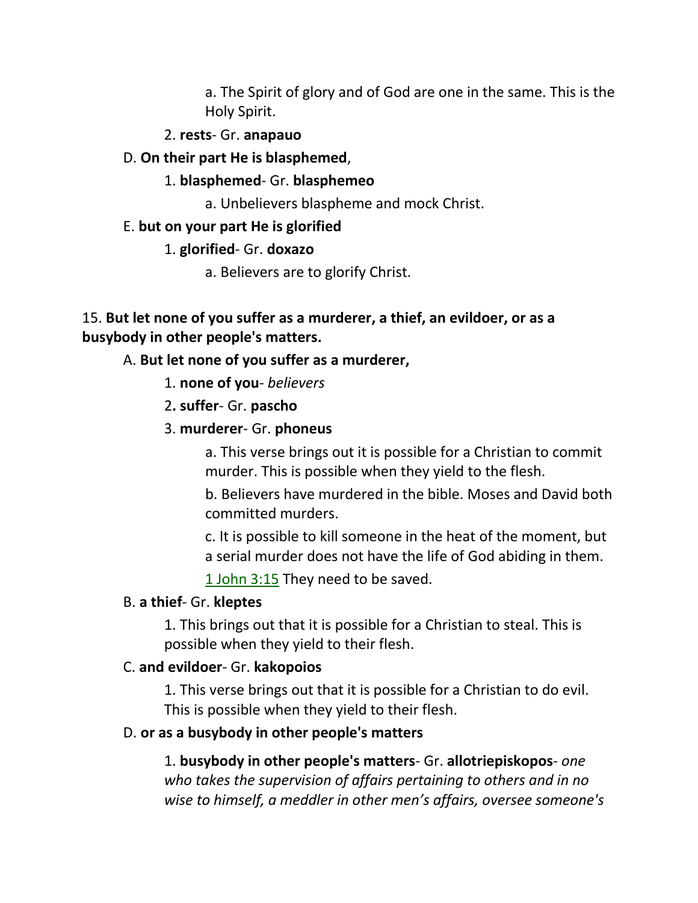a. The Spirit of glory and of God are one in the same. This is the Holy Spirit.

2. **rests**- Gr. **anapauo**

D. **On their part He is blasphemed**,

1. **blasphemed**- Gr. **blasphemeo**

a. Unbelievers blaspheme and mock Christ.

E. **but on your part He is glorified**

1. **glorified**- Gr. **doxazo**

a. Believers are to glorify Christ.

15. **But let none of you suffer as a murderer, a thief, an evildoer, or as a busybody in other people's matters.**

A. **But let none of you suffer as a murderer,**

1. **none of you**- *believers*

2**. suffer**- Gr. **pascho**

3. **murderer**- Gr. **phoneus**

a. This verse brings out it is possible for a Christian to commit murder. This is possible when they yield to the flesh.

b. Believers have murdered in the bible. Moses and David both committed murders.

c. It is possible to kill someone in the heat of the moment, but a serial murder does not have the life of God abiding in them. 1 John 3:15 They need to be saved.

B. **a thief**- Gr. **kleptes**

1. This brings out that it is possible for a Christian to steal. This is possible when they yield to their flesh.

C. **and evildoer**- Gr. **kakopoios**

1. This verse brings out that it is possible for a Christian to do evil. This is possible when they yield to their flesh.

D. **or as a busybody in other people's matters**

1. **busybody in other people's matters**- Gr. **allotriepiskopos**- *one who takes the supervision of affairs pertaining to others and in no wise to himself, a meddler in other men's affairs, oversee someone's*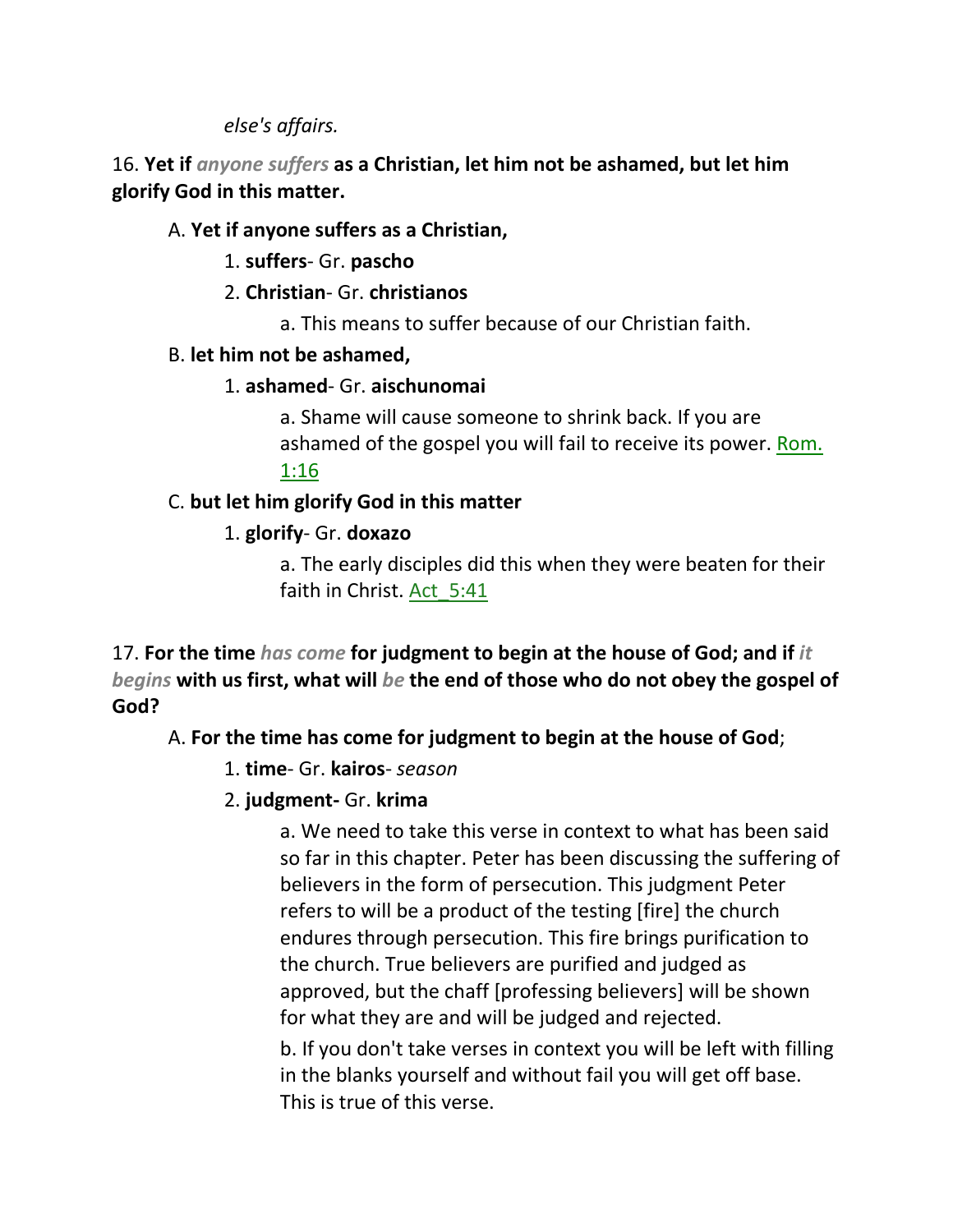*else's affairs.*

16. **Yet if** ***anyone suffers*** **as a Christian, let him not be ashamed, but let him glorify God in this matter.**

A. **Yet if anyone suffers as a Christian,**

1. **suffers**- Gr. **pascho**

2. **Christian**- Gr. **christianos**

a. This means to suffer because of our Christian faith.

B. **let him not be ashamed,**

1. **ashamed**- Gr. **aischunomai**

a. Shame will cause someone to shrink back. If you are ashamed of the gospel you will fail to receive its power. Rom. 1:16

C. **but let him glorify God in this matter**

1. **glorify**- Gr. **doxazo**

a. The early disciples did this when they were beaten for their faith in Christ. Act_5:41

17. **For the time** ***has come*** **for judgment to begin at the house of God; and if** ***it begins*** **with us first, what will** ***be*** **the end of those who do not obey the gospel of God?**

A. **For the time has come for judgment to begin at the house of God**;

1. **time**- Gr. **kairos**- *season*

2. **judgment-** Gr. **krima**

a. We need to take this verse in context to what has been said so far in this chapter. Peter has been discussing the suffering of believers in the form of persecution. This judgment Peter refers to will be a product of the testing [fire] the church endures through persecution. This fire brings purification to the church. True believers are purified and judged as approved, but the chaff [professing believers] will be shown for what they are and will be judged and rejected.

b. If you don't take verses in context you will be left with filling in the blanks yourself and without fail you will get off base. This is true of this verse.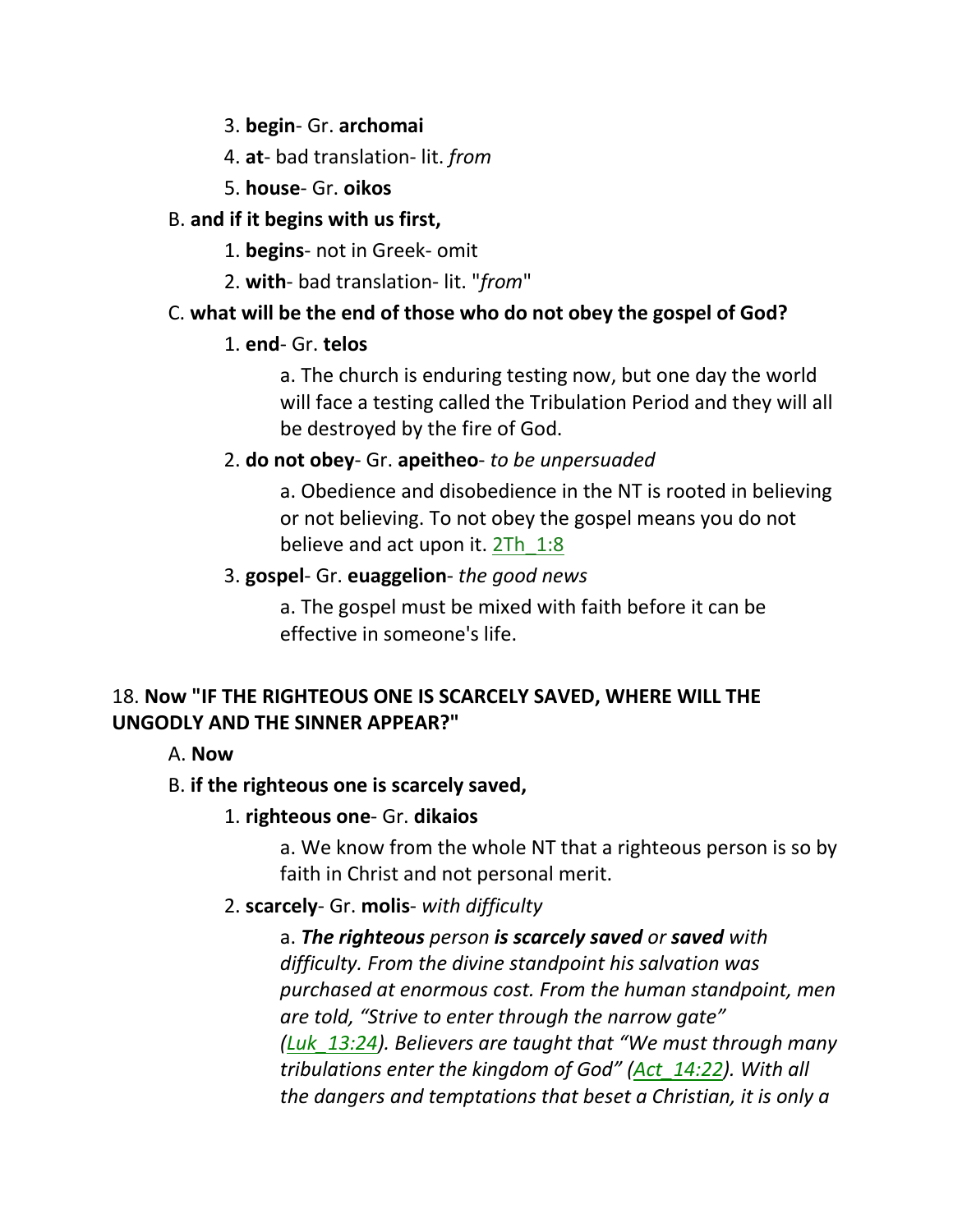3. **begin**- Gr. **archomai**

4. **at**- bad translation- lit. *from*

5. **house**- Gr. **oikos**

B. **and if it begins with us first,**

1. **begins**- not in Greek- omit

2. **with**- bad translation- lit. "*from*"

C. **what will be the end of those who do not obey the gospel of God?**

1. **end**- Gr. **telos**

a. The church is enduring testing now, but one day the world will face a testing called the Tribulation Period and they will all be destroyed by the fire of God.

2. **do not obey**- Gr. **apeitheo**- *to be unpersuaded*

a. Obedience and disobedience in the NT is rooted in believing or not believing. To not obey the gospel means you do not believe and act upon it. 2Th_1:8

3. **gospel**- Gr. **euaggelion**- *the good news*

a. The gospel must be mixed with faith before it can be effective in someone's life.

18. **Now "IF THE RIGHTEOUS ONE IS SCARCELY SAVED, WHERE WILL THE UNGODLY AND THE SINNER APPEAR?"**

A. **Now**

B. **if the righteous one is scarcely saved,**

1. **righteous one**- Gr. **dikaios**

a. We know from the whole NT that a righteous person is so by faith in Christ and not personal merit.

2. **scarcely**- Gr. **molis**- *with difficulty*

a. ***The righteous*** *person* ***is scarcely saved*** *or* ***saved*** *with difficulty. From the divine standpoint his salvation was purchased at enormous cost. From the human standpoint, men are told, "Strive to enter through the narrow gate" (Luk_13:24). Believers are taught that "We must through many tribulations enter the kingdom of God" (Act_14:22). With all the dangers and temptations that beset a Christian, it is only a*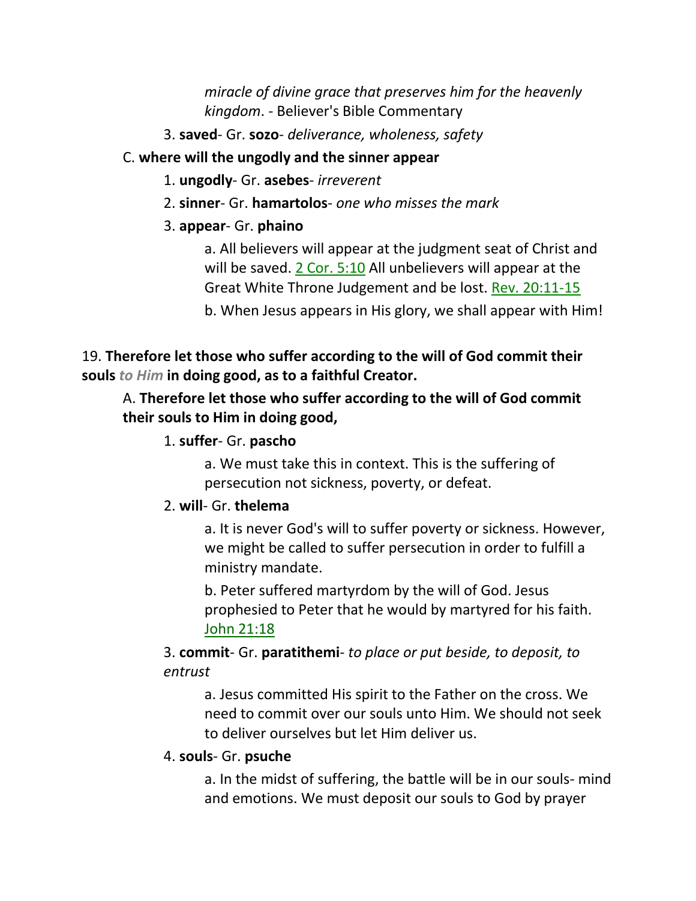*miracle of divine grace that preserves him for the heavenly kingdom*. - Believer's Bible Commentary

3. **saved**- Gr. **sozo**- *deliverance, wholeness, safety*

C. **where will the ungodly and the sinner appear**

1. **ungodly**- Gr. **asebes**- *irreverent*

2. **sinner**- Gr. **hamartolos**- *one who misses the mark*

3. **appear**- Gr. **phaino**

a. All believers will appear at the judgment seat of Christ and will be saved. 2 Cor. 5:10 All unbelievers will appear at the Great White Throne Judgement and be lost. Rev. 20:11-15

b. When Jesus appears in His glory, we shall appear with Him!

19. **Therefore let those who suffer according to the will of God commit their souls** ***to Him*** **in doing good, as to a faithful Creator.**

A. **Therefore let those who suffer according to the will of God commit their souls to Him in doing good,**

1. **suffer**- Gr. **pascho**

a. We must take this in context. This is the suffering of persecution not sickness, poverty, or defeat.

2. **will**- Gr. **thelema**

a. It is never God's will to suffer poverty or sickness. However, we might be called to suffer persecution in order to fulfill a ministry mandate.

b. Peter suffered martyrdom by the will of God. Jesus prophesied to Peter that he would by martyred for his faith. John 21:18

3. **commit**- Gr. **paratithemi**- *to place or put beside, to deposit, to entrust*

a. Jesus committed His spirit to the Father on the cross. We need to commit over our souls unto Him. We should not seek to deliver ourselves but let Him deliver us.

4. **souls**- Gr. **psuche**

a. In the midst of suffering, the battle will be in our souls- mind and emotions. We must deposit our souls to God by prayer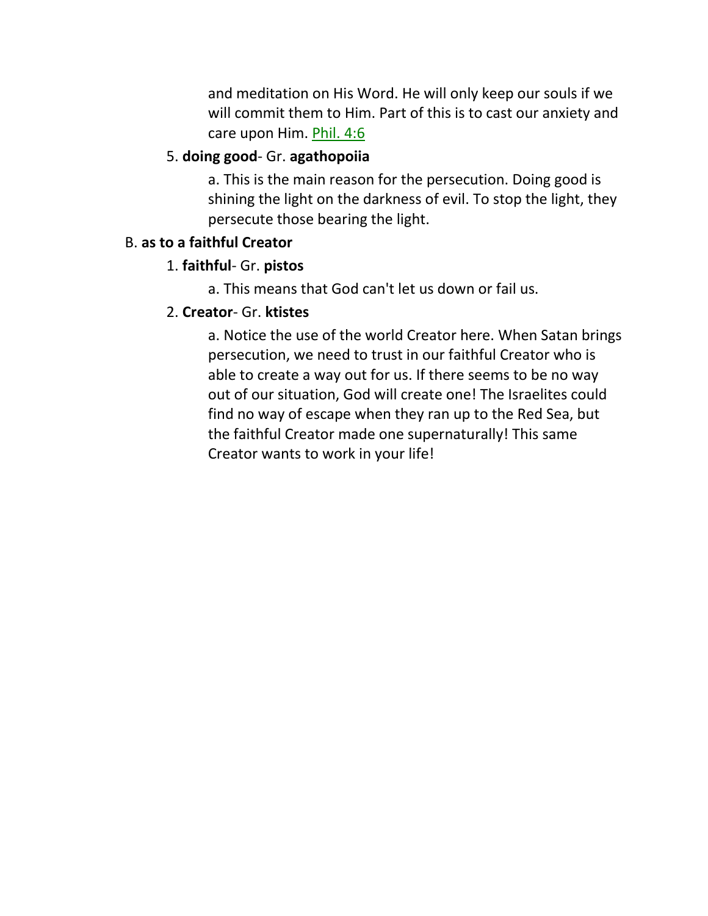and meditation on His Word. He will only keep our souls if we will commit them to Him. Part of this is to cast our anxiety and care upon Him. Phil. 4:6

5. **doing good**- Gr. **agathopoiia**

    a. This is the main reason for the persecution. Doing good is shining the light on the darkness of evil. To stop the light, they persecute those bearing the light.

B. **as to a faithful Creator**

1. **faithful**- Gr. **pistos**

    a. This means that God can't let us down or fail us.

2. **Creator**- Gr. **ktistes**

    a. Notice the use of the world Creator here. When Satan brings persecution, we need to trust in our faithful Creator who is able to create a way out for us. If there seems to be no way out of our situation, God will create one! The Israelites could find no way of escape when they ran up to the Red Sea, but the faithful Creator made one supernaturally! This same Creator wants to work in your life!